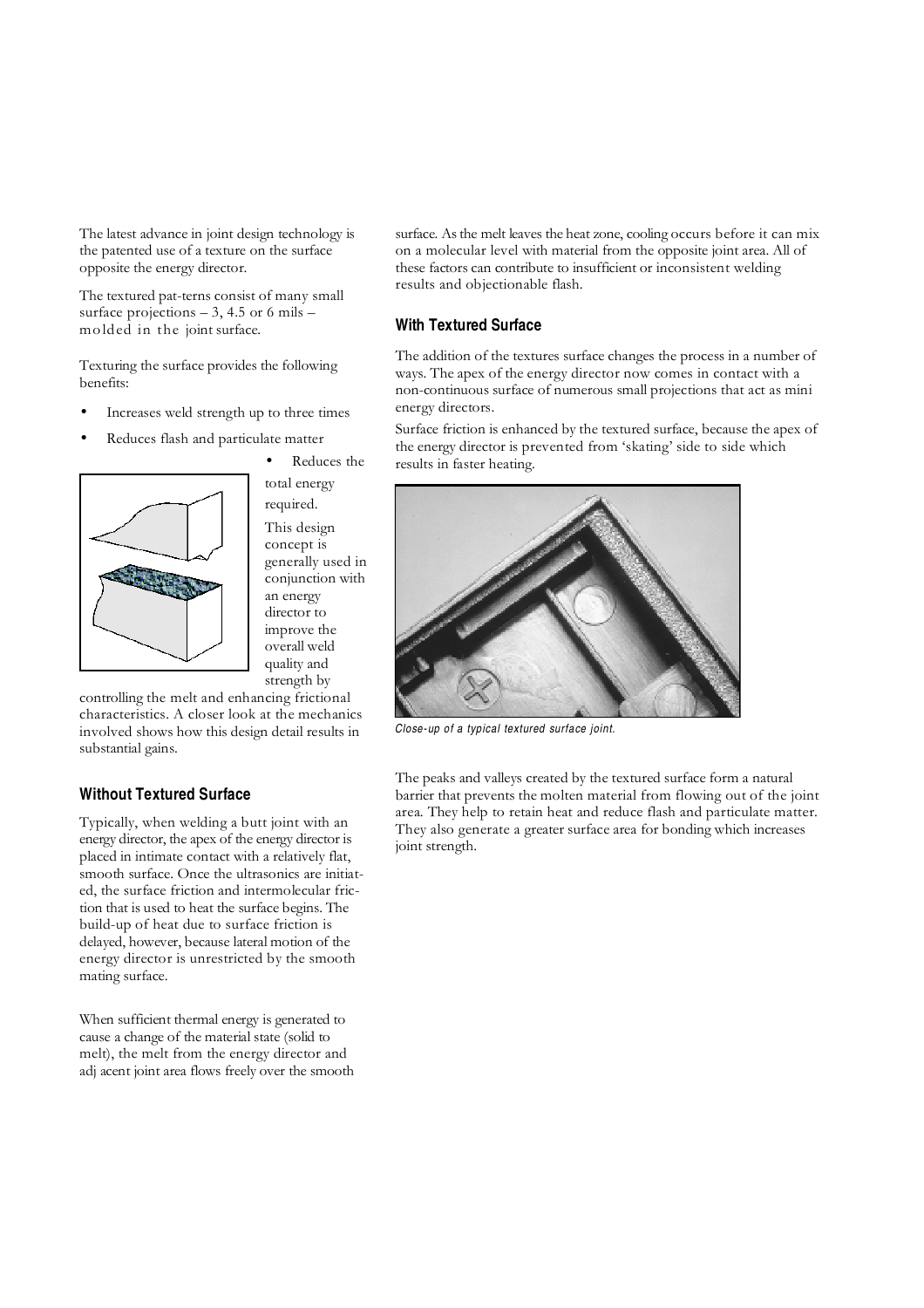The latest advance in joint design technology is the patented use of a texture on the surface opposite the energy director.

The textured pat-terns consist of many small surface projections – 3, 4.5 or 6 mils – molded in the joint surface.

Texturing the surface provides the following benefits:

- Increases weld strength up to three times
- Reduces flash and particulate matter
- Reduces the total energy required.

This design concept is generally used in conjunction with an energy director to improve the overall weld quality and strength by controlling the melt and enhancing frictional characteristics. A closer look at the mechanics involved shows how this design detail results in substantial gains.

### Without Textured Surface

Typically, when welding a butt joint with an energy director, the apex of the energy director is placed in intimate contact with a relatively flat, smooth surface. Once the ultrasonics are initiat-ed, the surface friction and intermolecular fric-tion that is used to heat the surface begins. The build-up of heat due to surface friction is delayed, however, because lateral motion of the energy director is unrestricted by the smooth mating surface.

When sufficient thermal energy is generated to cause a change of the material state (solid to melt), the melt from the energy director and adj acent joint area flows freely over the smooth surface. As the melt leaves the heat zone, cooling occurs before it can mix on a molecular level with material from the opposite joint area. All of these factors can contribute to insufficient or inconsistent welding results and objectionable flash.

### With Textured Surface

The addition of the textures surface changes the process in a number of ways. The apex of the energy director now comes in contact with a non-continuous surface of numerous small projections that act as mini energy directors.

Surface friction is enhanced by the textured surface, because the apex of the energy director is prevented from 'skating' side to side which results in faster heating.

*Close-up of a typical textured surface joint.*

The peaks and valleys created by the textured surface form a natural barrier that prevents the molten material from flowing out of the joint area. They help to retain heat and reduce flash and particulate matter. They also generate a greater surface area for bonding which increases joint strength.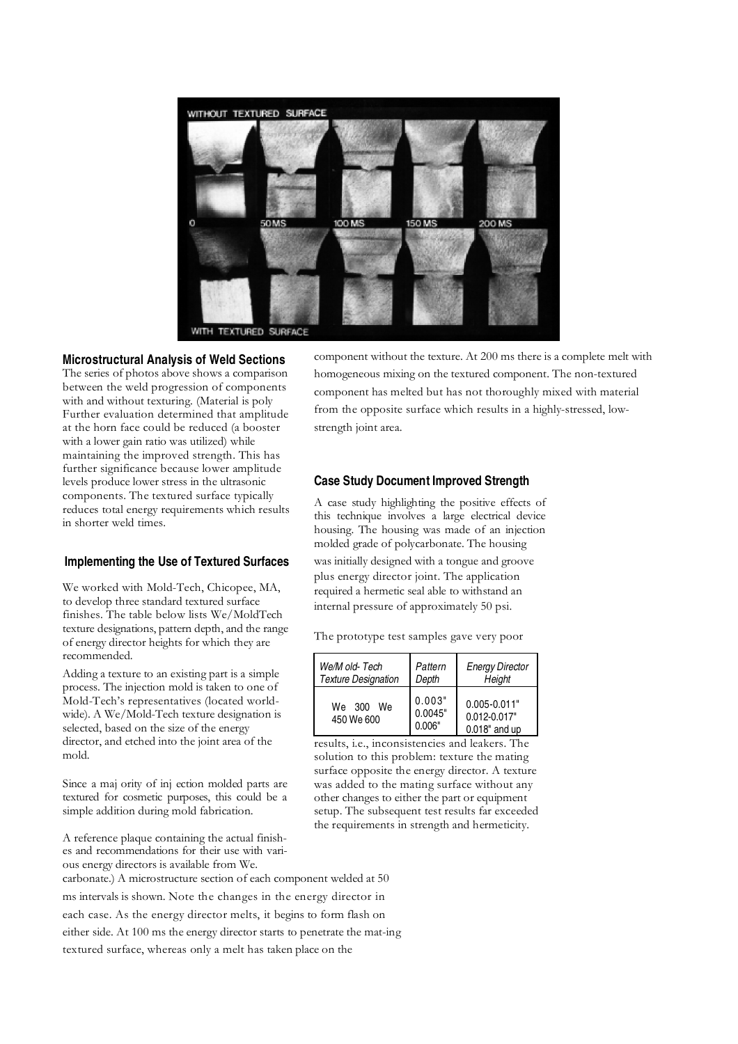## Microstructural Analysis of Weld Sections

The series of photos above shows a comparison between the weld progression of components with and without texturing. (Material is polycarbonate.) A microstructure section of each component welded at 50 ms intervals is shown. Note the changes in the energy director in each case. As the energy director melts, it begins to form flash on either side. At 100 ms the energy director starts to penetrate the mating textured surface, whereas only a melt has taken place on the component without the texture. At 200 ms there is a complete melt with homogeneous mixing on the textured component. The non-textured component has melted but has not thoroughly mixed with material from the opposite surface which results in a highly-stressed, low-strength joint area.

Further evaluation determined that amplitude at the horn face could be reduced (a booster with a lower gain ratio was utilized) while maintaining the improved strength. This has further significance because lower amplitude levels produce lower stress in the ultrasonic components. The textured surface typically reduces total energy requirements which results in shorter weld times.

## Implementing the Use of Textured Surfaces

We worked with Mold-Tech, Chicopee, MA, to develop three standard textured surface finishes. The table below lists We/MoldTech texture designations, pattern depth, and the range of energy director heights for which they are recommended.

| We/Mold-Tech Texture Designation | Pattern Depth | Energy Director Height |
|---|---|---|
| We 300 | 0.003" | 0.005-0.011" |
| We 450 | 0.0045" | 0.012-0.017" |
| We 600 | 0.006" | 0.018" and up |

Adding a texture to an existing part is a simple process. The injection mold is taken to one of Mold-Tech's representatives (located worldwide). A We/Mold-Tech texture designation is selected, based on the size of the energy director, and etched into the joint area of the mold.

Since a majority of injection molded parts are textured for cosmetic purposes, this could be a simple addition during mold fabrication.

A reference plaque containing the actual finishes and recommendations for their use with various energy directors is available from We.

## Case Study Document Improved Strength

A case study highlighting the positive effects of this technique involves a large electrical device housing. The housing was made of an injection molded grade of polycarbonate. The housing was initially designed with a tongue and groove plus energy director joint. The application required a hermetic seal able to withstand an internal pressure of approximately 50 psi.

The prototype test samples gave very poor results, i.e., inconsistencies and leakers. The solution to this problem: texture the mating surface opposite the energy director. A texture was added to the mating surface without any other changes to either the part or equipment setup. The subsequent test results far exceeded the requirements in strength and hermeticity.